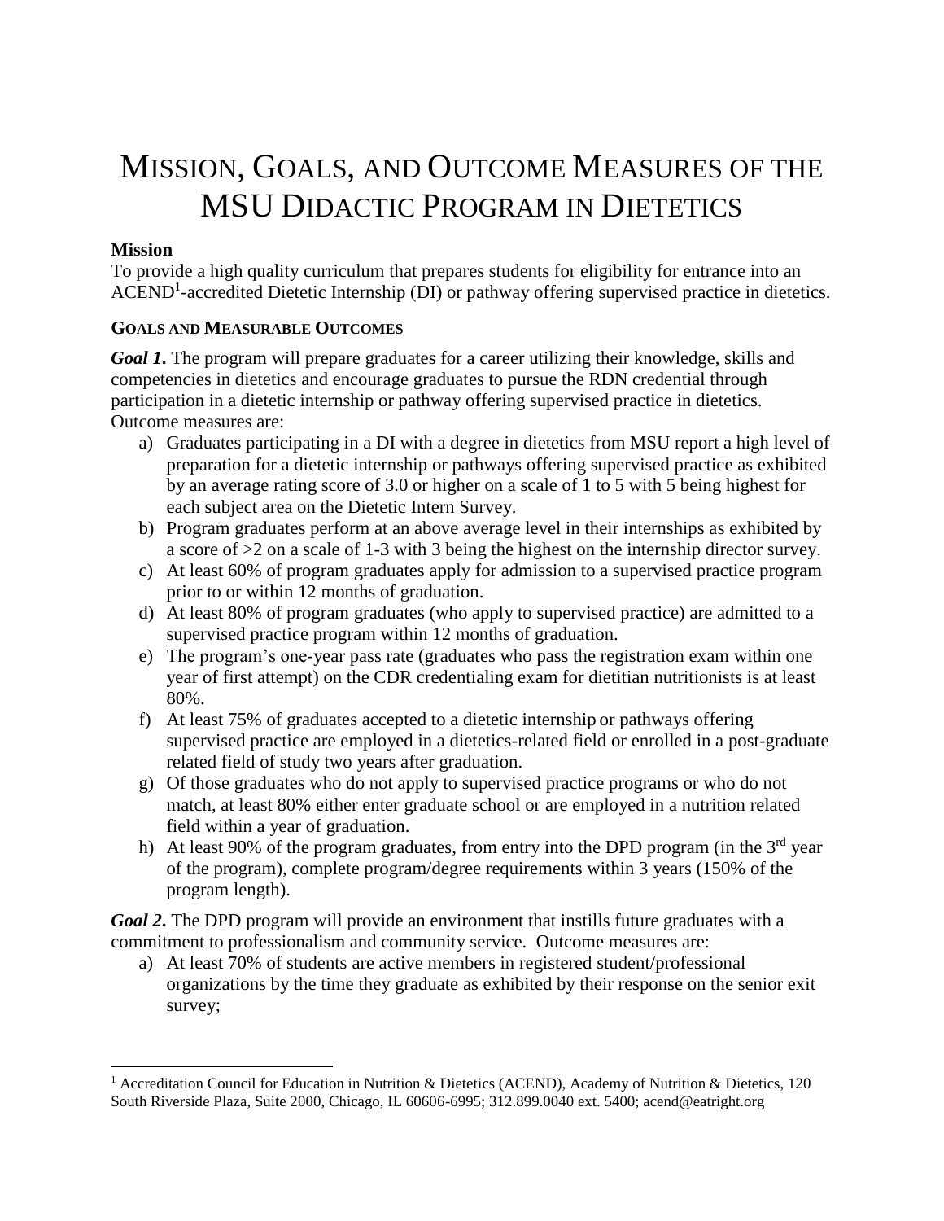# Mission, Goals, and Outcome Measures of the MSU Didactic Program in Dietetics

**Mission**

To provide a high quality curriculum that prepares students for eligibility for entrance into an ACEND[1]-accredited Dietetic Internship (DI) or pathway offering supervised practice in dietetics.

**Goals and Measurable Outcomes**

***Goal 1.*** The program will prepare graduates for a career utilizing their knowledge, skills and competencies in dietetics and encourage graduates to pursue the RDN credential through participation in a dietetic internship or pathway offering supervised practice in dietetics. Outcome measures are:

a) Graduates participating in a DI with a degree in dietetics from MSU report a high level of preparation for a dietetic internship or pathways offering supervised practice as exhibited by an average rating score of 3.0 or higher on a scale of 1 to 5 with 5 being highest for each subject area on the Dietetic Intern Survey.
b) Program graduates perform at an above average level in their internships as exhibited by a score of >2 on a scale of 1-3 with 3 being the highest on the internship director survey.
c) At least 60% of program graduates apply for admission to a supervised practice program prior to or within 12 months of graduation.
d) At least 80% of program graduates (who apply to supervised practice) are admitted to a supervised practice program within 12 months of graduation.
e) The program's one-year pass rate (graduates who pass the registration exam within one year of first attempt) on the CDR credentialing exam for dietitian nutritionists is at least 80%.
f) At least 75% of graduates accepted to a dietetic internship or pathways offering supervised practice are employed in a dietetics-related field or enrolled in a post-graduate related field of study two years after graduation.
g) Of those graduates who do not apply to supervised practice programs or who do not match, at least 80% either enter graduate school or are employed in a nutrition related field within a year of graduation.
h) At least 90% of the program graduates, from entry into the DPD program (in the 3rd year of the program), complete program/degree requirements within 3 years (150% of the program length).

***Goal 2.*** The DPD program will provide an environment that instills future graduates with a commitment to professionalism and community service. Outcome measures are:

a) At least 70% of students are active members in registered student/professional organizations by the time they graduate as exhibited by their response on the senior exit survey;

[1] Accreditation Council for Education in Nutrition & Dietetics (ACEND), Academy of Nutrition & Dietetics, 120 South Riverside Plaza, Suite 2000, Chicago, IL 60606-6995; 312.899.0040 ext. 5400; acend@eatright.org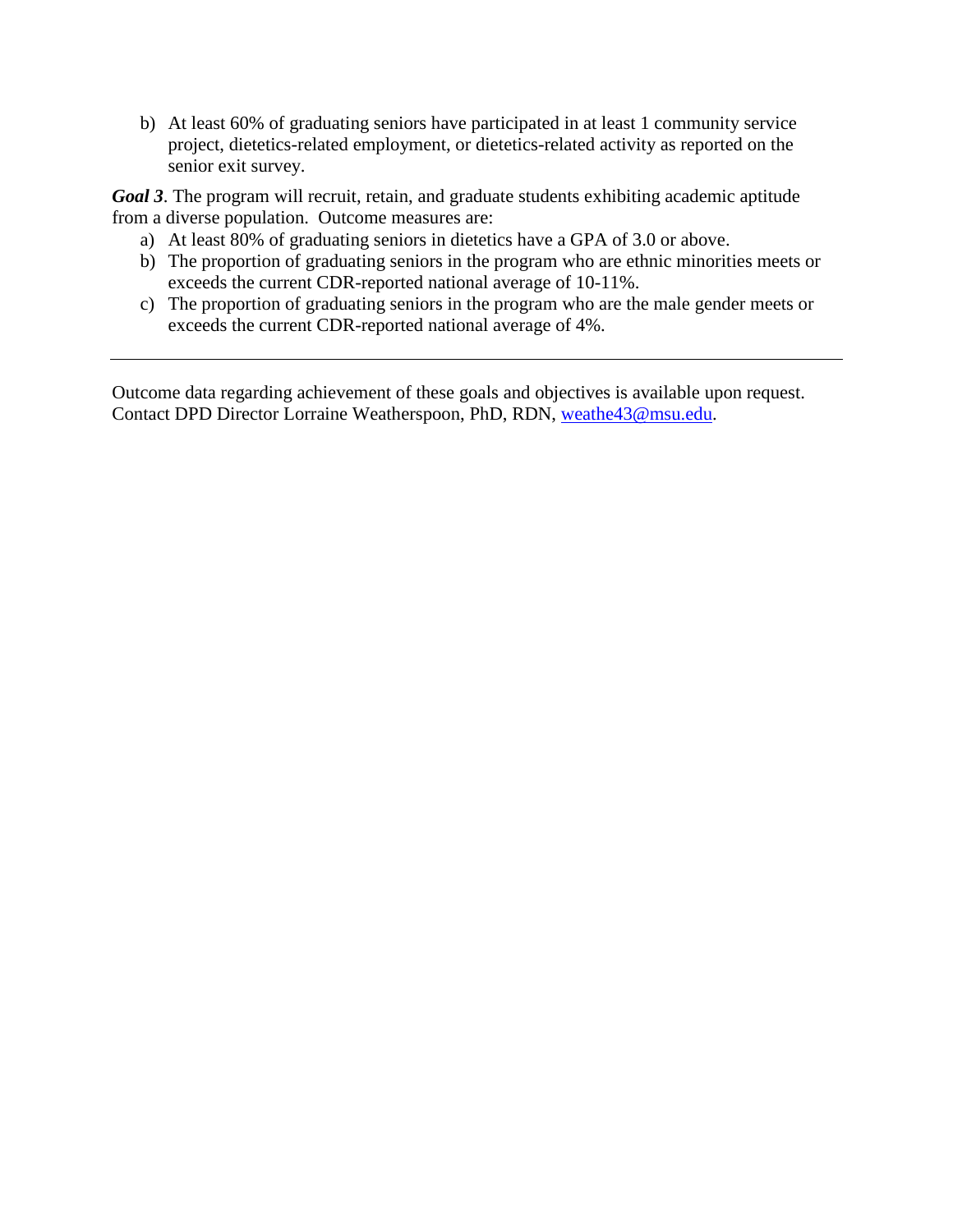b) At least 60% of graduating seniors have participated in at least 1 community service project, dietetics-related employment, or dietetics-related activity as reported on the senior exit survey.

***Goal 3***. The program will recruit, retain, and graduate students exhibiting academic aptitude from a diverse population. Outcome measures are:

a) At least 80% of graduating seniors in dietetics have a GPA of 3.0 or above.
b) The proportion of graduating seniors in the program who are ethnic minorities meets or exceeds the current CDR-reported national average of 10-11%.
c) The proportion of graduating seniors in the program who are the male gender meets or exceeds the current CDR-reported national average of 4%.

---

Outcome data regarding achievement of these goals and objectives is available upon request. Contact DPD Director Lorraine Weatherspoon, PhD, RDN, [weathe43@msu.edu](mailto:weathe43@msu.edu).